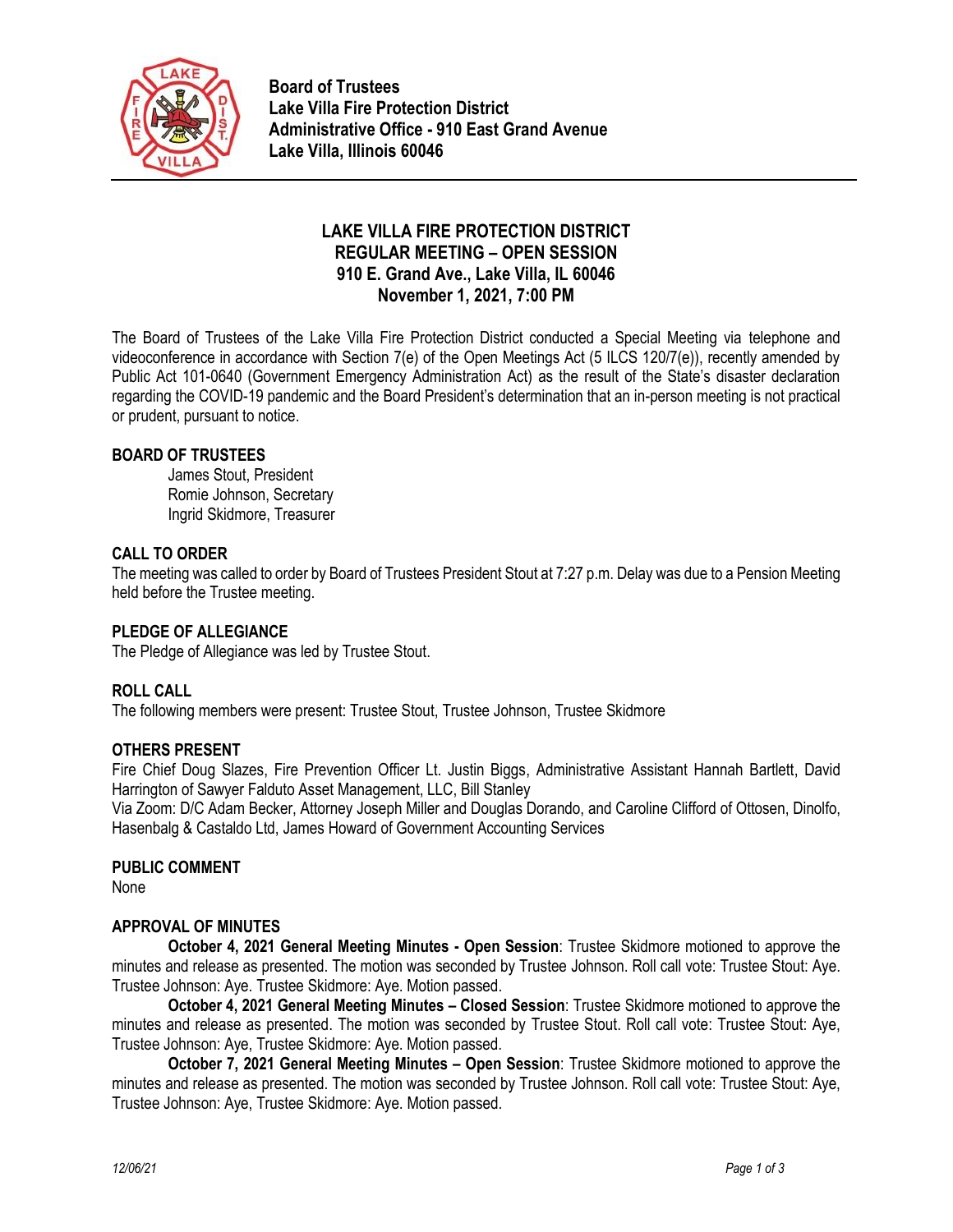**Board of Trustees**
**Lake Villa Fire Protection District**
**Administrative Office - 910 East Grand Avenue**
**Lake Villa, Illinois 60046**

# LAKE VILLA FIRE PROTECTION DISTRICT
## REGULAR MEETING – OPEN SESSION
### 910 E. Grand Ave., Lake Villa, IL 60046
### November 1, 2021, 7:00 PM

The Board of Trustees of the Lake Villa Fire Protection District conducted a Special Meeting via telephone and videoconference in accordance with Section 7(e) of the Open Meetings Act (5 ILCS 120/7(e)), recently amended by Public Act 101-0640 (Government Emergency Administration Act) as the result of the State's disaster declaration regarding the COVID-19 pandemic and the Board President's determination that an in-person meeting is not practical or prudent, pursuant to notice.

**BOARD OF TRUSTEES**

James Stout, President
Romie Johnson, Secretary
Ingrid Skidmore, Treasurer

**CALL TO ORDER**

The meeting was called to order by Board of Trustees President Stout at 7:27 p.m. Delay was due to a Pension Meeting held before the Trustee meeting.

**PLEDGE OF ALLEGIANCE**

The Pledge of Allegiance was led by Trustee Stout.

**ROLL CALL**

The following members were present: Trustee Stout, Trustee Johnson, Trustee Skidmore

**OTHERS PRESENT**

Fire Chief Doug Slazes, Fire Prevention Officer Lt. Justin Biggs, Administrative Assistant Hannah Bartlett, David Harrington of Sawyer Falduto Asset Management, LLC, Bill Stanley
Via Zoom: D/C Adam Becker, Attorney Joseph Miller and Douglas Dorando, and Caroline Clifford of Ottosen, Dinolfo, Hasenbalg & Castaldo Ltd, James Howard of Government Accounting Services

**PUBLIC COMMENT**

None

**APPROVAL OF MINUTES**

**October 4, 2021 General Meeting Minutes - Open Session**: Trustee Skidmore motioned to approve the minutes and release as presented. The motion was seconded by Trustee Johnson. Roll call vote: Trustee Stout: Aye. Trustee Johnson: Aye. Trustee Skidmore: Aye. Motion passed.

**October 4, 2021 General Meeting Minutes – Closed Session**: Trustee Skidmore motioned to approve the minutes and release as presented. The motion was seconded by Trustee Stout. Roll call vote: Trustee Stout: Aye, Trustee Johnson: Aye, Trustee Skidmore: Aye. Motion passed.

**October 7, 2021 General Meeting Minutes – Open Session**: Trustee Skidmore motioned to approve the minutes and release as presented. The motion was seconded by Trustee Johnson. Roll call vote: Trustee Stout: Aye, Trustee Johnson: Aye, Trustee Skidmore: Aye. Motion passed.

*12/06/21*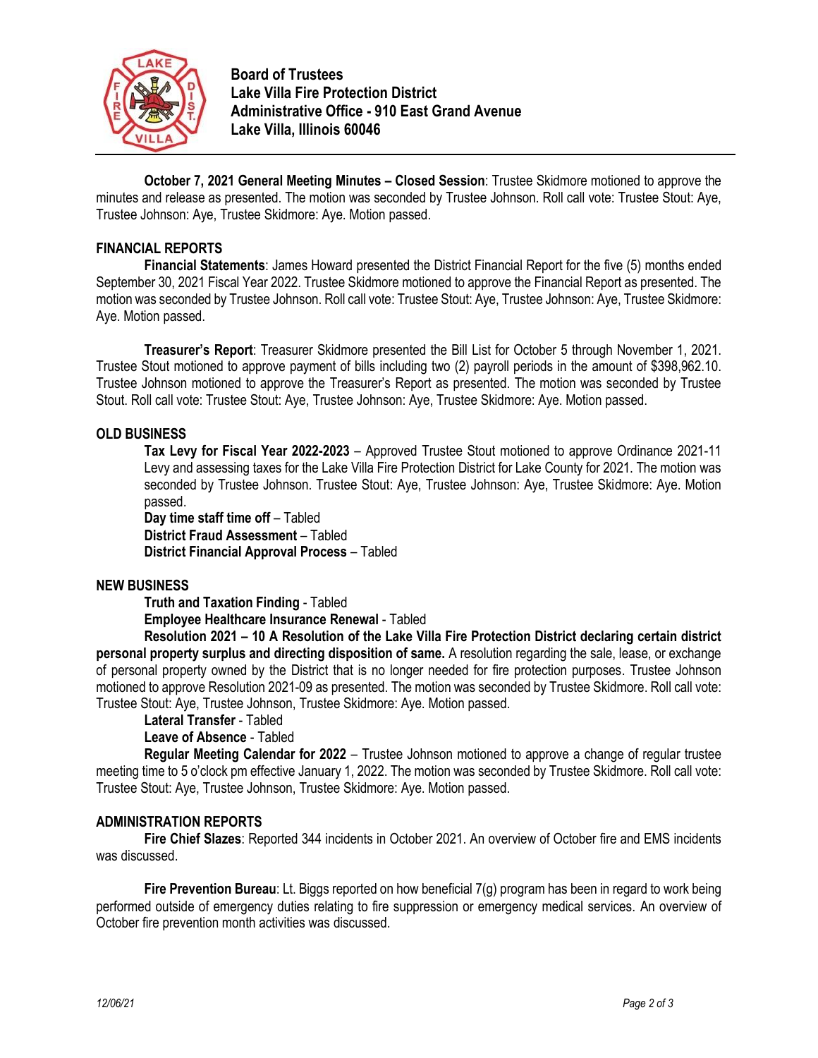**Board of Trustees**
**Lake Villa Fire Protection District**
**Administrative Office - 910 East Grand Avenue**
**Lake Villa, Illinois 60046**

**October 7, 2021 General Meeting Minutes – Closed Session**: Trustee Skidmore motioned to approve the minutes and release as presented. The motion was seconded by Trustee Johnson. Roll call vote: Trustee Stout: Aye, Trustee Johnson: Aye, Trustee Skidmore: Aye. Motion passed.

## FINANCIAL REPORTS

**Financial Statements**: James Howard presented the District Financial Report for the five (5) months ended September 30, 2021 Fiscal Year 2022. Trustee Skidmore motioned to approve the Financial Report as presented. The motion was seconded by Trustee Johnson. Roll call vote: Trustee Stout: Aye, Trustee Johnson: Aye, Trustee Skidmore: Aye. Motion passed.

**Treasurer's Report**: Treasurer Skidmore presented the Bill List for October 5 through November 1, 2021. Trustee Stout motioned to approve payment of bills including two (2) payroll periods in the amount of $398,962.10. Trustee Johnson motioned to approve the Treasurer's Report as presented. The motion was seconded by Trustee Stout. Roll call vote: Trustee Stout: Aye, Trustee Johnson: Aye, Trustee Skidmore: Aye. Motion passed.

## OLD BUSINESS

**Tax Levy for Fiscal Year 2022-2023** – Approved Trustee Stout motioned to approve Ordinance 2021-11 Levy and assessing taxes for the Lake Villa Fire Protection District for Lake County for 2021. The motion was seconded by Trustee Johnson. Trustee Stout: Aye, Trustee Johnson: Aye, Trustee Skidmore: Aye. Motion passed.

**Day time staff time off** – Tabled

**District Fraud Assessment** – Tabled

**District Financial Approval Process** – Tabled

## NEW BUSINESS

**Truth and Taxation Finding** - Tabled

**Employee Healthcare Insurance Renewal** - Tabled

**Resolution 2021 – 10 A Resolution of the Lake Villa Fire Protection District declaring certain district personal property surplus and directing disposition of same.** A resolution regarding the sale, lease, or exchange of personal property owned by the District that is no longer needed for fire protection purposes. Trustee Johnson motioned to approve Resolution 2021-09 as presented. The motion was seconded by Trustee Skidmore. Roll call vote: Trustee Stout: Aye, Trustee Johnson, Trustee Skidmore: Aye. Motion passed.

**Lateral Transfer** - Tabled

**Leave of Absence** - Tabled

**Regular Meeting Calendar for 2022** – Trustee Johnson motioned to approve a change of regular trustee meeting time to 5 o'clock pm effective January 1, 2022. The motion was seconded by Trustee Skidmore. Roll call vote: Trustee Stout: Aye, Trustee Johnson, Trustee Skidmore: Aye. Motion passed.

## ADMINISTRATION REPORTS

**Fire Chief Slazes**: Reported 344 incidents in October 2021. An overview of October fire and EMS incidents was discussed.

**Fire Prevention Bureau**: Lt. Biggs reported on how beneficial 7(g) program has been in regard to work being performed outside of emergency duties relating to fire suppression or emergency medical services. An overview of October fire prevention month activities was discussed.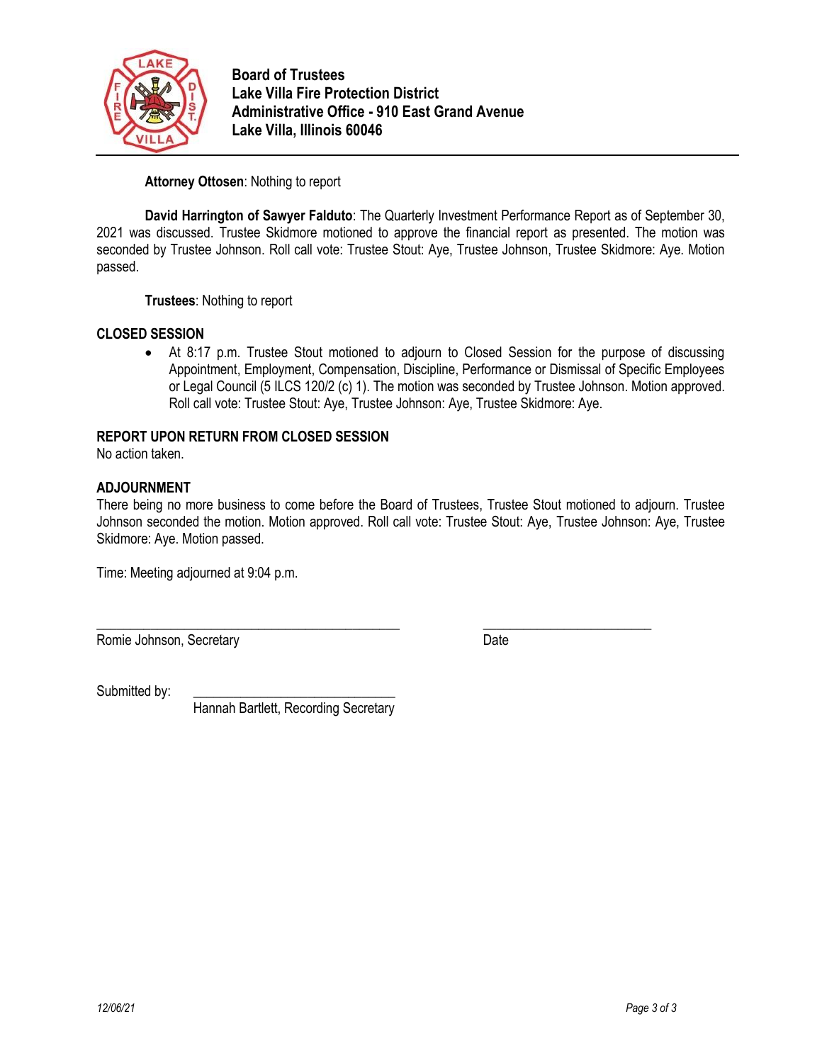**Attorney Ottosen**: Nothing to report

**David Harrington of Sawyer Falduto**: The Quarterly Investment Performance Report as of September 30, 2021 was discussed. Trustee Skidmore motioned to approve the financial report as presented. The motion was seconded by Trustee Johnson. Roll call vote: Trustee Stout: Aye, Trustee Johnson, Trustee Skidmore: Aye. Motion passed.

**Trustees**: Nothing to report

**CLOSED SESSION**

- At 8:17 p.m. Trustee Stout motioned to adjourn to Closed Session for the purpose of discussing Appointment, Employment, Compensation, Discipline, Performance or Dismissal of Specific Employees or Legal Council (5 ILCS 120/2 (c) 1). The motion was seconded by Trustee Johnson. Motion approved. Roll call vote: Trustee Stout: Aye, Trustee Johnson: Aye, Trustee Skidmore: Aye.

**REPORT UPON RETURN FROM CLOSED SESSION**

No action taken.

**ADJOURNMENT**

There being no more business to come before the Board of Trustees, Trustee Stout motioned to adjourn. Trustee Johnson seconded the motion. Motion approved. Roll call vote: Trustee Stout: Aye, Trustee Johnson: Aye, Trustee Skidmore: Aye. Motion passed.

Time: Meeting adjourned at 9:04 p.m.

_______________________________________ _______________________

Romie Johnson, Secretary Date

Submitted by: ___________________________

Hannah Bartlett, Recording Secretary